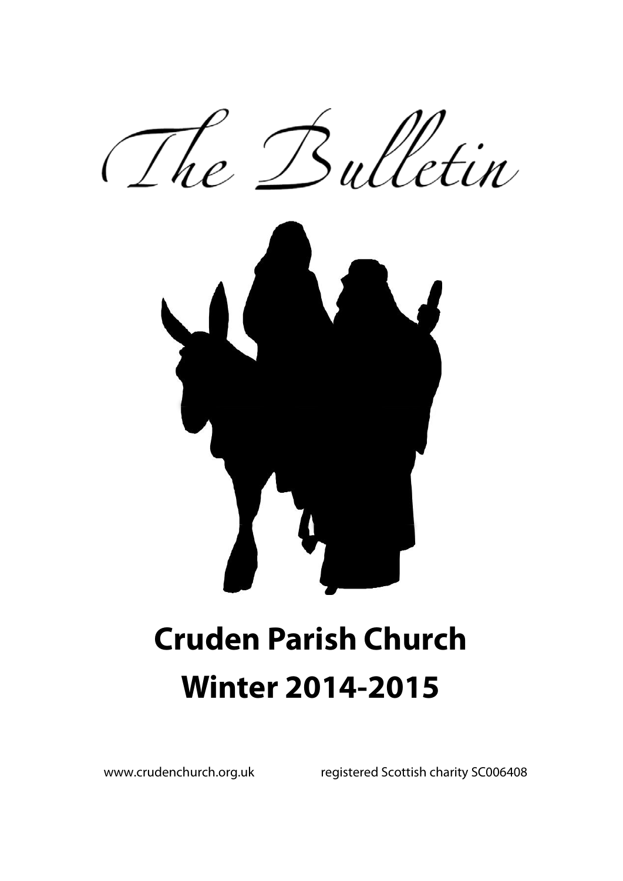# The Bulletin

# Cruden Parish Church

# Winter 2014-2015

www.crudenchurch.org.uk registered Scottish charity SC006408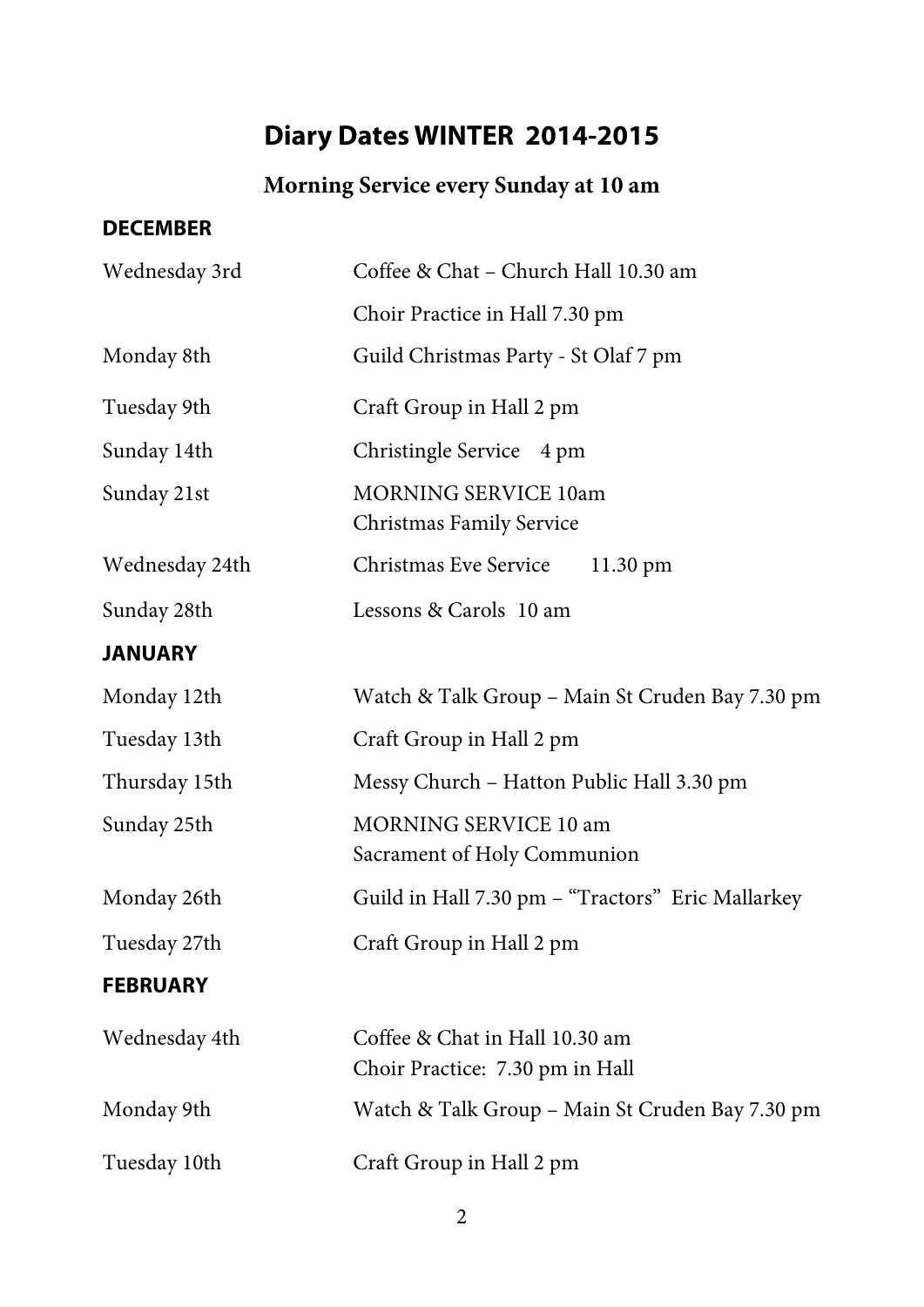# Diary Dates WINTER 2014-2015

## Morning Service every Sunday at 10 am

### DECEMBER

| | |
|---|---|
| Wednesday 3rd | Coffee & Chat – Church Hall 10.30 am |
| | Choir Practice in Hall 7.30 pm |
| Monday 8th | Guild Christmas Party - St Olaf 7 pm |
| Tuesday 9th | Craft Group in Hall 2 pm |
| Sunday 14th | Christingle Service 4 pm |
| Sunday 21st | MORNING SERVICE 10am<br>Christmas Family Service |
| Wednesday 24th | Christmas Eve Service 11.30 pm |
| Sunday 28th | Lessons & Carols 10 am |

### JANUARY

| | |
|---|---|
| Monday 12th | Watch & Talk Group – Main St Cruden Bay 7.30 pm |
| Tuesday 13th | Craft Group in Hall 2 pm |
| Thursday 15th | Messy Church – Hatton Public Hall 3.30 pm |
| Sunday 25th | MORNING SERVICE 10 am<br>Sacrament of Holy Communion |
| Monday 26th | Guild in Hall 7.30 pm – "Tractors" Eric Mallarkey |
| Tuesday 27th | Craft Group in Hall 2 pm |

### FEBRUARY

| | |
|---|---|
| Wednesday 4th | Coffee & Chat in Hall 10.30 am<br>Choir Practice: 7.30 pm in Hall |
| Monday 9th | Watch & Talk Group – Main St Cruden Bay 7.30 pm |
| Tuesday 10th | Craft Group in Hall 2 pm |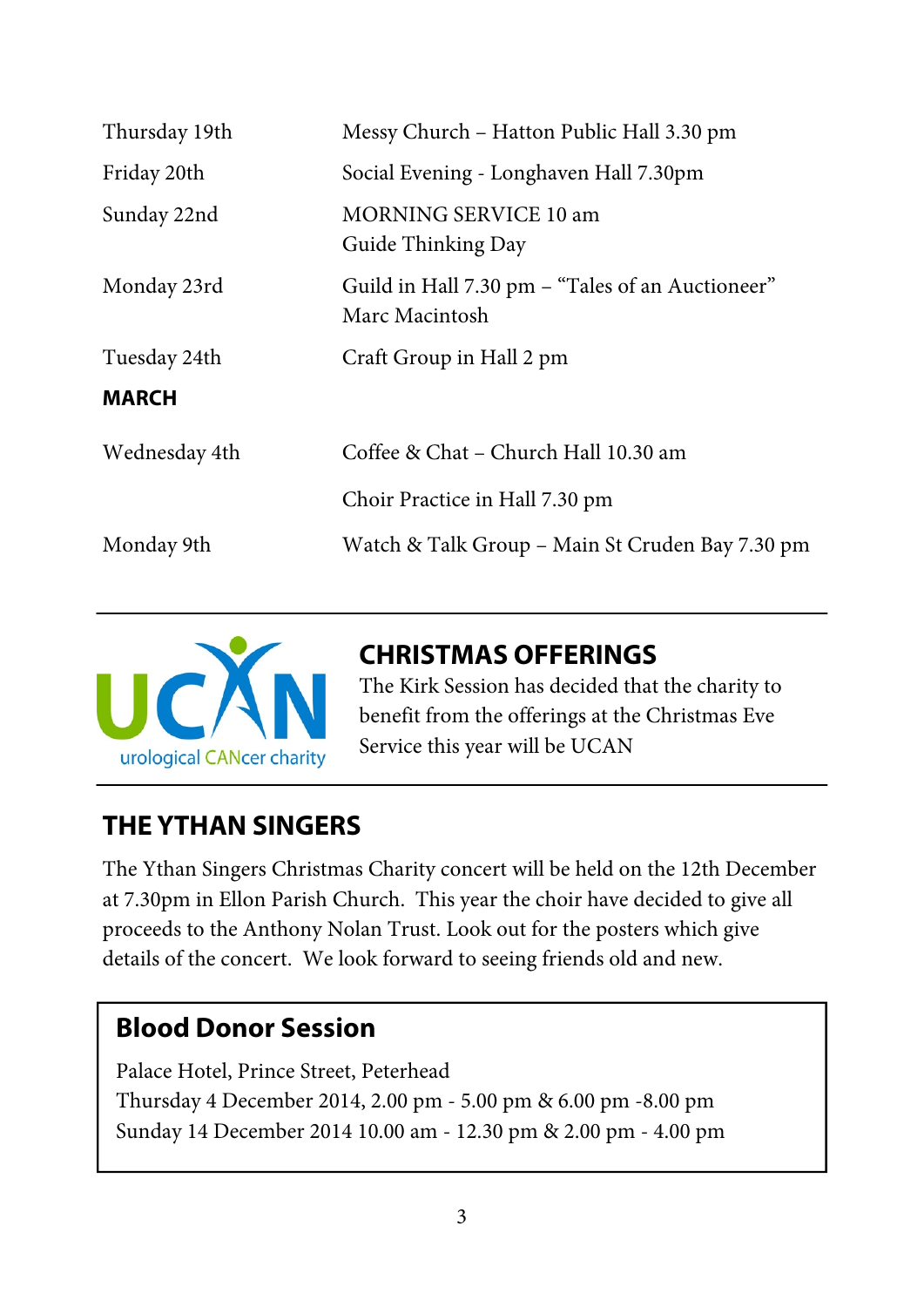| | |
|---|---|
| Thursday 19th | Messy Church – Hatton Public Hall 3.30 pm |
| Friday 20th | Social Evening - Longhaven Hall 7.30pm |
| Sunday 22nd | MORNING SERVICE 10 am<br>Guide Thinking Day |
| Monday 23rd | Guild in Hall 7.30 pm – “Tales of an Auctioneer” Marc Macintosh |
| Tuesday 24th | Craft Group in Hall 2 pm |
| **MARCH** | |
| Wednesday 4th | Coffee & Chat – Church Hall 10.30 am |
| | Choir Practice in Hall 7.30 pm |
| Monday 9th | Watch & Talk Group – Main St Cruden Bay 7.30 pm |

UCAN
urological CANcer charity

## CHRISTMAS OFFERINGS

The Kirk Session has decided that the charity to benefit from the offerings at the Christmas Eve Service this year will be UCAN

## THE YTHAN SINGERS

The Ythan Singers Christmas Charity concert will be held on the 12th December at 7.30pm in Ellon Parish Church. This year the choir have decided to give all proceeds to the Anthony Nolan Trust. Look out for the posters which give details of the concert. We look forward to seeing friends old and new.

## Blood Donor Session

Palace Hotel, Prince Street, Peterhead
Thursday 4 December 2014, 2.00 pm - 5.00 pm & 6.00 pm -8.00 pm
Sunday 14 December 2014 10.00 am - 12.30 pm & 2.00 pm - 4.00 pm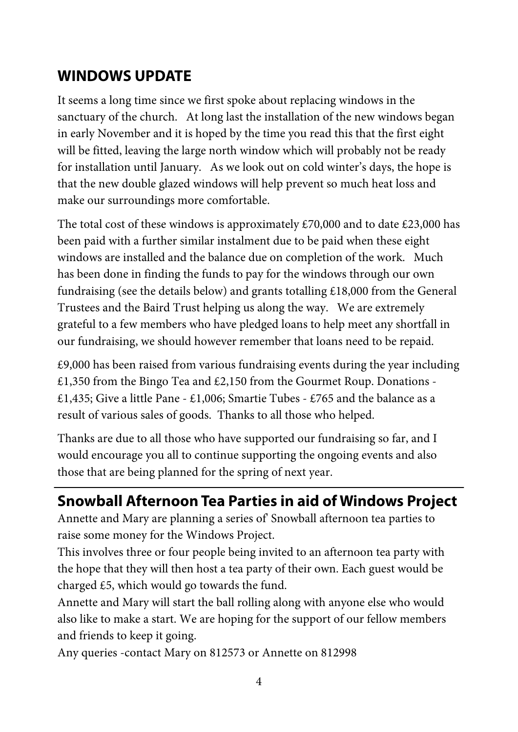## WINDOWS UPDATE

It seems a long time since we first spoke about replacing windows in the sanctuary of the church. At long last the installation of the new windows began in early November and it is hoped by the time you read this that the first eight will be fitted, leaving the large north window which will probably not be ready for installation until January. As we look out on cold winter's days, the hope is that the new double glazed windows will help prevent so much heat loss and make our surroundings more comfortable.

The total cost of these windows is approximately £70,000 and to date £23,000 has been paid with a further similar instalment due to be paid when these eight windows are installed and the balance due on completion of the work. Much has been done in finding the funds to pay for the windows through our own fundraising (see the details below) and grants totalling £18,000 from the General Trustees and the Baird Trust helping us along the way. We are extremely grateful to a few members who have pledged loans to help meet any shortfall in our fundraising, we should however remember that loans need to be repaid.

£9,000 has been raised from various fundraising events during the year including £1,350 from the Bingo Tea and £2,150 from the Gourmet Roup. Donations - £1,435; Give a little Pane - £1,006; Smartie Tubes - £765 and the balance as a result of various sales of goods. Thanks to all those who helped.

Thanks are due to all those who have supported our fundraising so far, and I would encourage you all to continue supporting the ongoing events and also those that are being planned for the spring of next year.

---

## Snowball Afternoon Tea Parties in aid of Windows Project

Annette and Mary are planning a series of' Snowball afternoon tea parties to raise some money for the Windows Project.

This involves three or four people being invited to an afternoon tea party with the hope that they will then host a tea party of their own. Each guest would be charged £5, which would go towards the fund.

Annette and Mary will start the ball rolling along with anyone else who would also like to make a start. We are hoping for the support of our fellow members and friends to keep it going.

Any queries -contact Mary on 812573 or Annette on 812998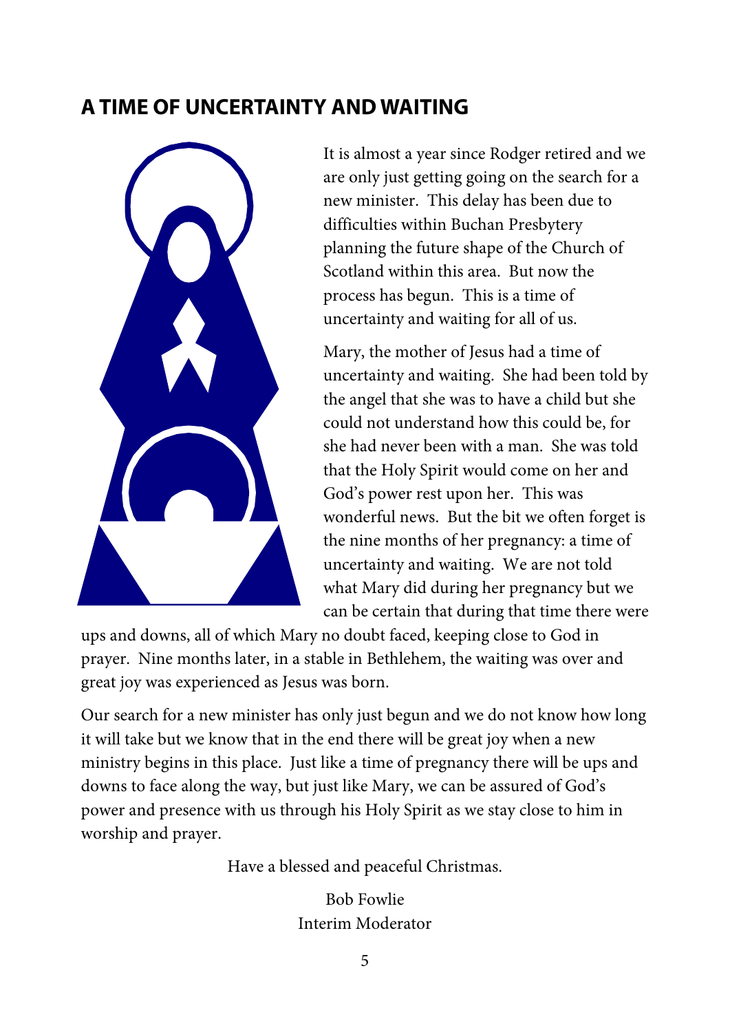## A TIME OF UNCERTAINTY AND WAITING

It is almost a year since Rodger retired and we are only just getting going on the search for a new minister. This delay has been due to difficulties within Buchan Presbytery planning the future shape of the Church of Scotland within this area. But now the process has begun. This is a time of uncertainty and waiting for all of us.

Mary, the mother of Jesus had a time of uncertainty and waiting. She had been told by the angel that she was to have a child but she could not understand how this could be, for she had never been with a man. She was told that the Holy Spirit would come on her and God's power rest upon her. This was wonderful news. But the bit we often forget is the nine months of her pregnancy: a time of uncertainty and waiting. We are not told what Mary did during her pregnancy but we can be certain that during that time there were ups and downs, all of which Mary no doubt faced, keeping close to God in prayer. Nine months later, in a stable in Bethlehem, the waiting was over and great joy was experienced as Jesus was born.

Our search for a new minister has only just begun and we do not know how long it will take but we know that in the end there will be great joy when a new ministry begins in this place. Just like a time of pregnancy there will be ups and downs to face along the way, but just like Mary, we can be assured of God's power and presence with us through his Holy Spirit as we stay close to him in worship and prayer.

Have a blessed and peaceful Christmas.

Bob Fowlie  
Interim Moderator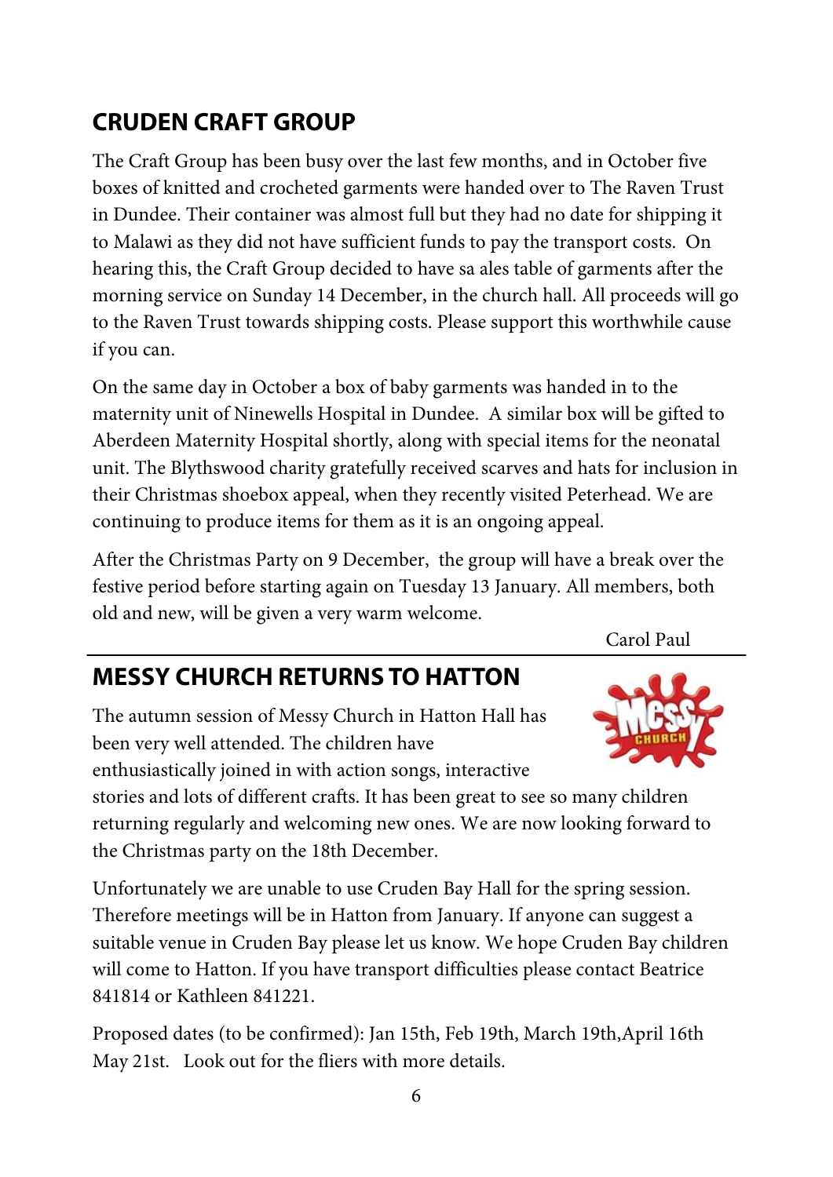## CRUDEN CRAFT GROUP

The Craft Group has been busy over the last few months, and in October five boxes of knitted and crocheted garments were handed over to The Raven Trust in Dundee. Their container was almost full but they had no date for shipping it to Malawi as they did not have sufficient funds to pay the transport costs. On hearing this, the Craft Group decided to have sa ales table of garments after the morning service on Sunday 14 December, in the church hall. All proceeds will go to the Raven Trust towards shipping costs. Please support this worthwhile cause if you can.

On the same day in October a box of baby garments was handed in to the maternity unit of Ninewells Hospital in Dundee. A similar box will be gifted to Aberdeen Maternity Hospital shortly, along with special items for the neonatal unit. The Blythswood charity gratefully received scarves and hats for inclusion in their Christmas shoebox appeal, when they recently visited Peterhead. We are continuing to produce items for them as it is an ongoing appeal.

After the Christmas Party on 9 December, the group will have a break over the festive period before starting again on Tuesday 13 January. All members, both old and new, will be given a very warm welcome.

Carol Paul

## MESSY CHURCH RETURNS TO HATTON

The autumn session of Messy Church in Hatton Hall has been very well attended. The children have enthusiastically joined in with action songs, interactive stories and lots of different crafts. It has been great to see so many children returning regularly and welcoming new ones. We are now looking forward to the Christmas party on the 18th December.

Unfortunately we are unable to use Cruden Bay Hall for the spring session. Therefore meetings will be in Hatton from January. If anyone can suggest a suitable venue in Cruden Bay please let us know. We hope Cruden Bay children will come to Hatton. If you have transport difficulties please contact Beatrice 841814 or Kathleen 841221.

Proposed dates (to be confirmed): Jan 15th, Feb 19th, March 19th,April 16th May 21st. Look out for the fliers with more details.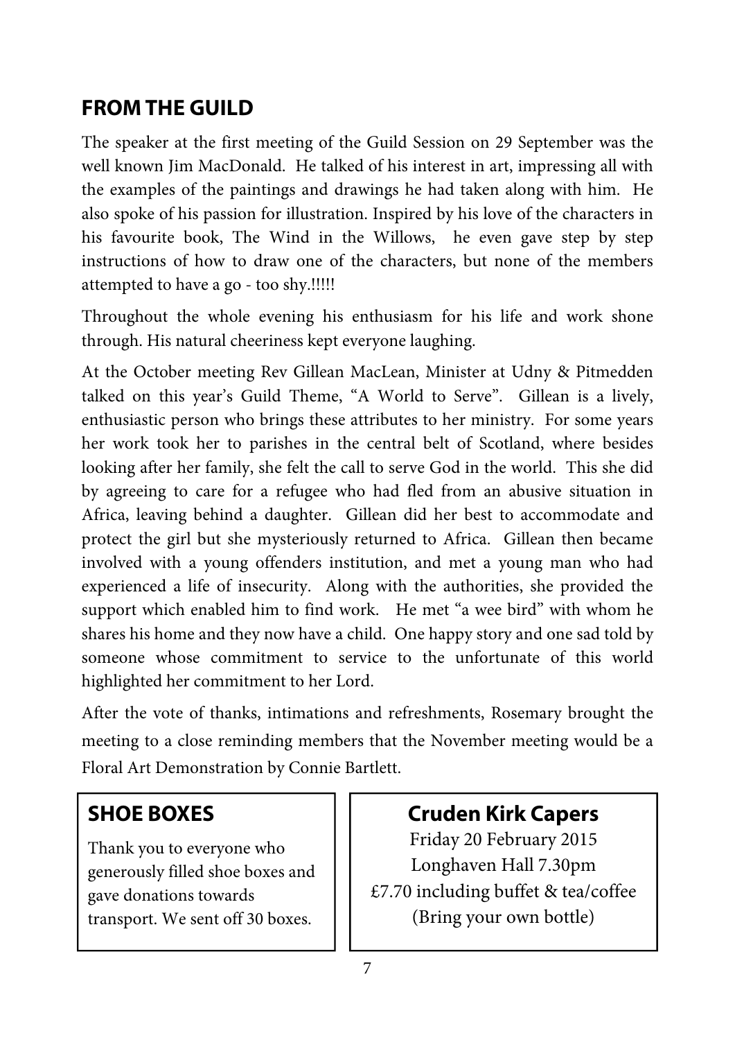## FROM THE GUILD

The speaker at the first meeting of the Guild Session on 29 September was the well known Jim MacDonald. He talked of his interest in art, impressing all with the examples of the paintings and drawings he had taken along with him. He also spoke of his passion for illustration. Inspired by his love of the characters in his favourite book, The Wind in the Willows, he even gave step by step instructions of how to draw one of the characters, but none of the members attempted to have a go - too shy.!!!!!

Throughout the whole evening his enthusiasm for his life and work shone through. His natural cheeriness kept everyone laughing.

At the October meeting Rev Gillean MacLean, Minister at Udny & Pitmedden talked on this year's Guild Theme, "A World to Serve". Gillean is a lively, enthusiastic person who brings these attributes to her ministry. For some years her work took her to parishes in the central belt of Scotland, where besides looking after her family, she felt the call to serve God in the world. This she did by agreeing to care for a refugee who had fled from an abusive situation in Africa, leaving behind a daughter. Gillean did her best to accommodate and protect the girl but she mysteriously returned to Africa. Gillean then became involved with a young offenders institution, and met a young man who had experienced a life of insecurity. Along with the authorities, she provided the support which enabled him to find work. He met "a wee bird" with whom he shares his home and they now have a child. One happy story and one sad told by someone whose commitment to service to the unfortunate of this world highlighted her commitment to her Lord.

After the vote of thanks, intimations and refreshments, Rosemary brought the meeting to a close reminding members that the November meeting would be a Floral Art Demonstration by Connie Bartlett.

## SHOE BOXES

Thank you to everyone who generously filled shoe boxes and gave donations towards transport. We sent off 30 boxes.

## Cruden Kirk Capers

Friday 20 February 2015
Longhaven Hall 7.30pm
£7.70 including buffet & tea/coffee
(Bring your own bottle)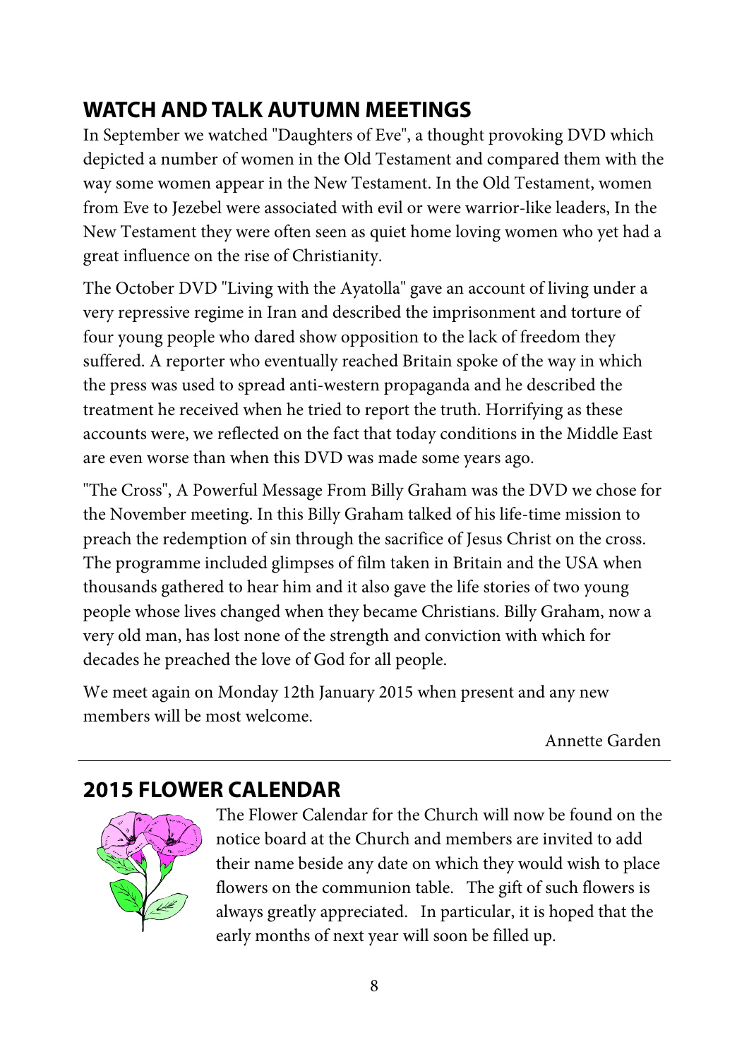## WATCH AND TALK AUTUMN MEETINGS

In September we watched "Daughters of Eve", a thought provoking DVD which depicted a number of women in the Old Testament and compared them with the way some women appear in the New Testament. In the Old Testament, women from Eve to Jezebel were associated with evil or were warrior-like leaders, In the New Testament they were often seen as quiet home loving women who yet had a great influence on the rise of Christianity.

The October DVD "Living with the Ayatolla" gave an account of living under a very repressive regime in Iran and described the imprisonment and torture of four young people who dared show opposition to the lack of freedom they suffered. A reporter who eventually reached Britain spoke of the way in which the press was used to spread anti-western propaganda and he described the treatment he received when he tried to report the truth. Horrifying as these accounts were, we reflected on the fact that today conditions in the Middle East are even worse than when this DVD was made some years ago.

"The Cross", A Powerful Message From Billy Graham was the DVD we chose for the November meeting. In this Billy Graham talked of his life-time mission to preach the redemption of sin through the sacrifice of Jesus Christ on the cross. The programme included glimpses of film taken in Britain and the USA when thousands gathered to hear him and it also gave the life stories of two young people whose lives changed when they became Christians. Billy Graham, now a very old man, has lost none of the strength and conviction with which for decades he preached the love of God for all people.

We meet again on Monday 12th January 2015 when present and any new members will be most welcome.

Annette Garden

## 2015 FLOWER CALENDAR

The Flower Calendar for the Church will now be found on the notice board at the Church and members are invited to add their name beside any date on which they would wish to place flowers on the communion table. The gift of such flowers is always greatly appreciated. In particular, it is hoped that the early months of next year will soon be filled up.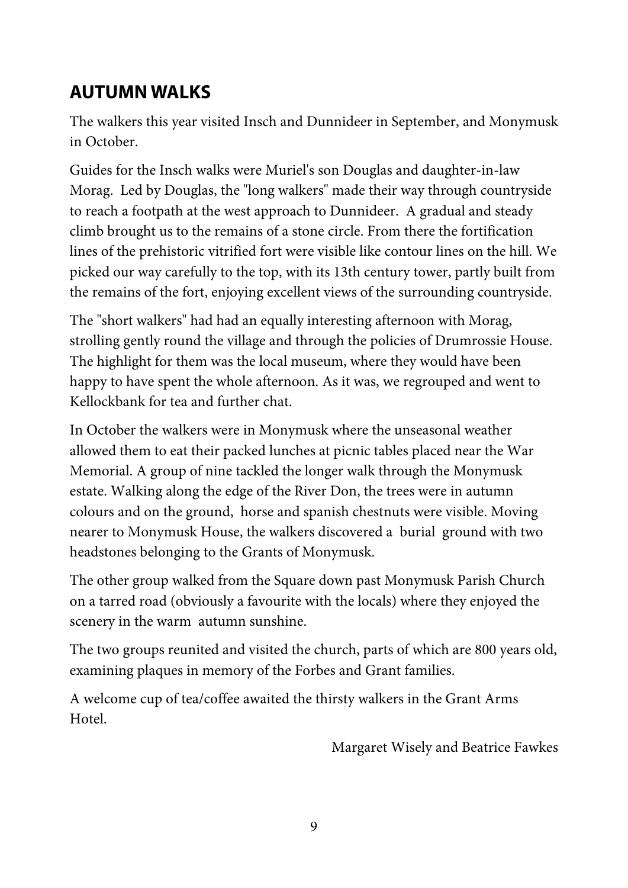## AUTUMN WALKS

The walkers this year visited Insch and Dunnideer in September, and Monymusk in October.

Guides for the Insch walks were Muriel's son Douglas and daughter-in-law Morag. Led by Douglas, the "long walkers" made their way through countryside to reach a footpath at the west approach to Dunnideer. A gradual and steady climb brought us to the remains of a stone circle. From there the fortification lines of the prehistoric vitrified fort were visible like contour lines on the hill. We picked our way carefully to the top, with its 13th century tower, partly built from the remains of the fort, enjoying excellent views of the surrounding countryside.

The "short walkers" had had an equally interesting afternoon with Morag, strolling gently round the village and through the policies of Drumrossie House. The highlight for them was the local museum, where they would have been happy to have spent the whole afternoon. As it was, we regrouped and went to Kellockbank for tea and further chat.

In October the walkers were in Monymusk where the unseasonal weather allowed them to eat their packed lunches at picnic tables placed near the War Memorial. A group of nine tackled the longer walk through the Monymusk estate. Walking along the edge of the River Don, the trees were in autumn colours and on the ground, horse and spanish chestnuts were visible. Moving nearer to Monymusk House, the walkers discovered a burial ground with two headstones belonging to the Grants of Monymusk.

The other group walked from the Square down past Monymusk Parish Church on a tarred road (obviously a favourite with the locals) where they enjoyed the scenery in the warm autumn sunshine.

The two groups reunited and visited the church, parts of which are 800 years old, examining plaques in memory of the Forbes and Grant families.

A welcome cup of tea/coffee awaited the thirsty walkers in the Grant Arms Hotel.

Margaret Wisely and Beatrice Fawkes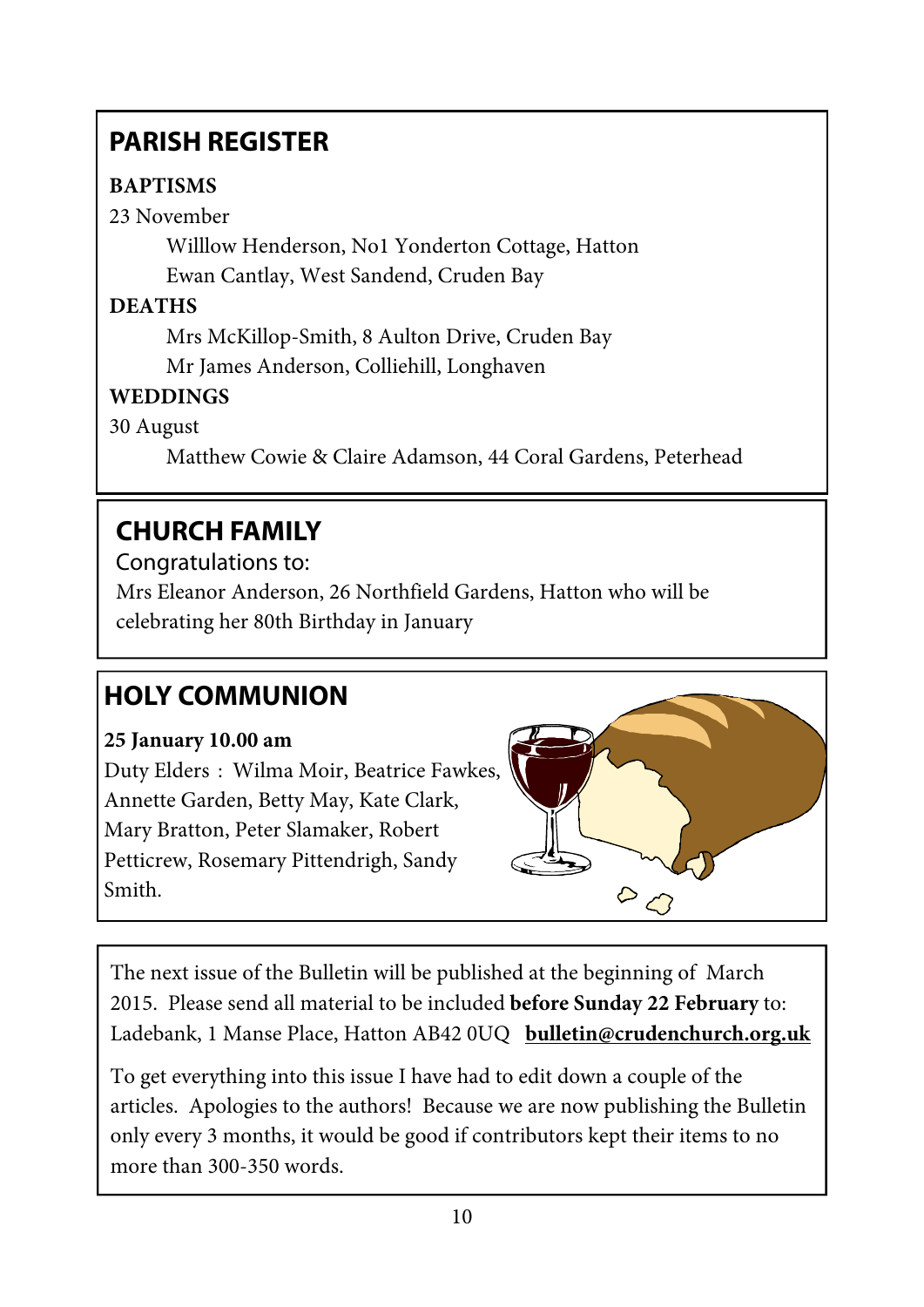## PARISH REGISTER

**BAPTISMS**

23 November

Willlow Henderson, No1 Yonderton Cottage, Hatton
Ewan Cantlay, West Sandend, Cruden Bay

**DEATHS**

Mrs McKillop-Smith, 8 Aulton Drive, Cruden Bay
Mr James Anderson, Colliehill, Longhaven

**WEDDINGS**

30 August

Matthew Cowie & Claire Adamson, 44 Coral Gardens, Peterhead

## CHURCH FAMILY

Congratulations to:

Mrs Eleanor Anderson, 26 Northfield Gardens, Hatton who will be celebrating her 80th Birthday in January

## HOLY COMMUNION

**25 January 10.00 am**

Duty Elders : Wilma Moir, Beatrice Fawkes, Annette Garden, Betty May, Kate Clark, Mary Bratton, Peter Slamaker, Robert Petticrew, Rosemary Pittendrigh, Sandy Smith.

The next issue of the Bulletin will be published at the beginning of March 2015. Please send all material to be included **before Sunday 22 February** to: Ladebank, 1 Manse Place, Hatton AB42 0UQ **bulletin@crudenchurch.org.uk**

To get everything into this issue I have had to edit down a couple of the articles. Apologies to the authors! Because we are now publishing the Bulletin only every 3 months, it would be good if contributors kept their items to no more than 300-350 words.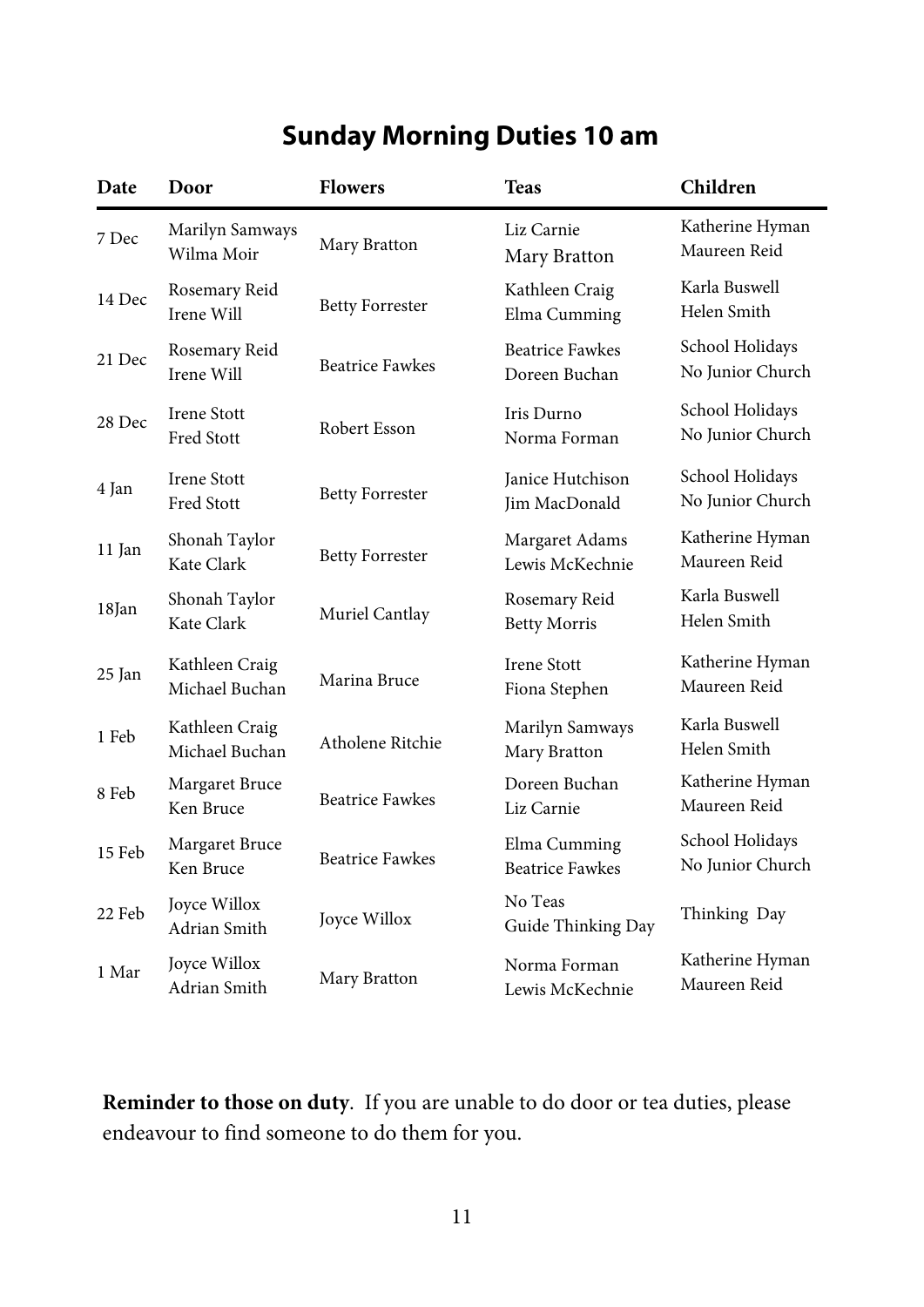# Sunday Morning Duties 10 am

| Date | Door | Flowers | Teas | Children |
|---|---|---|---|---|
| 7 Dec | Marilyn Samways<br>Wilma Moir | Mary Bratton | Liz Carnie<br>Mary Bratton | Katherine Hyman<br>Maureen Reid |
| 14 Dec | Rosemary Reid<br>Irene Will | Betty Forrester | Kathleen Craig<br>Elma Cumming | Karla Buswell<br>Helen Smith |
| 21 Dec | Rosemary Reid<br>Irene Will | Beatrice Fawkes | Beatrice Fawkes<br>Doreen Buchan | School Holidays<br>No Junior Church |
| 28 Dec | Irene Stott<br>Fred Stott | Robert Esson | Iris Durno<br>Norma Forman | School Holidays<br>No Junior Church |
| 4 Jan | Irene Stott<br>Fred Stott | Betty Forrester | Janice Hutchison<br>Jim MacDonald | School Holidays<br>No Junior Church |
| 11 Jan | Shonah Taylor<br>Kate Clark | Betty Forrester | Margaret Adams<br>Lewis McKechnie | Katherine Hyman<br>Maureen Reid |
| 18Jan | Shonah Taylor<br>Kate Clark | Muriel Cantlay | Rosemary Reid<br>Betty Morris | Karla Buswell<br>Helen Smith |
| 25 Jan | Kathleen Craig<br>Michael Buchan | Marina Bruce | Irene Stott<br>Fiona Stephen | Katherine Hyman<br>Maureen Reid |
| 1 Feb | Kathleen Craig<br>Michael Buchan | Atholene Ritchie | Marilyn Samways<br>Mary Bratton | Karla Buswell<br>Helen Smith |
| 8 Feb | Margaret Bruce<br>Ken Bruce | Beatrice Fawkes | Doreen Buchan<br>Liz Carnie | Katherine Hyman<br>Maureen Reid |
| 15 Feb | Margaret Bruce<br>Ken Bruce | Beatrice Fawkes | Elma Cumming<br>Beatrice Fawkes | School Holidays<br>No Junior Church |
| 22 Feb | Joyce Willox<br>Adrian Smith | Joyce Willox | No Teas<br>Guide Thinking Day | Thinking Day |
| 1 Mar | Joyce Willox<br>Adrian Smith | Mary Bratton | Norma Forman<br>Lewis McKechnie | Katherine Hyman<br>Maureen Reid |

**Reminder to those on duty**. If you are unable to do door or tea duties, please endeavour to find someone to do them for you.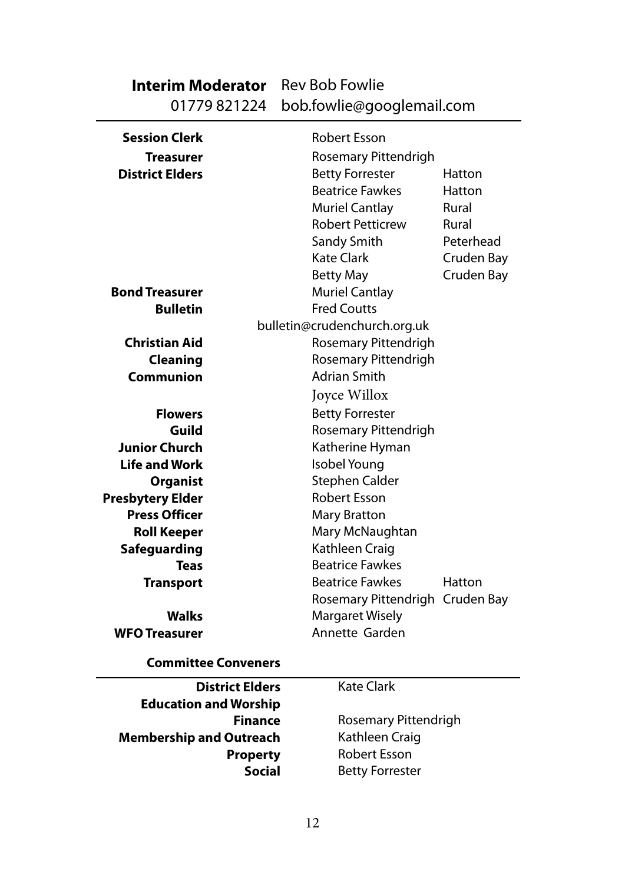**Interim Moderator** Rev Bob Fowlie
01779 821224 bob.fowlie@googlemail.com

| | | |
|---|---|---|
| **Session Clerk** | Robert Esson | |
| **Treasurer** | Rosemary Pittendrigh | |
| **District Elders** | Betty Forrester | Hatton |
| | Beatrice Fawkes | Hatton |
| | Muriel Cantlay | Rural |
| | Robert Petticrew | Rural |
| | Sandy Smith | Peterhead |
| | Kate Clark | Cruden Bay |
| | Betty May | Cruden Bay |
| **Bond Treasurer** | Muriel Cantlay | |
| **Bulletin** | Fred Coutts | |
| | bulletin@crudenchurch.org.uk | |
| **Christian Aid** | Rosemary Pittendrigh | |
| **Cleaning** | Rosemary Pittendrigh | |
| **Communion** | Adrian Smith | |
| | Joyce Willox | |
| **Flowers** | Betty Forrester | |
| **Guild** | Rosemary Pittendrigh | |
| **Junior Church** | Katherine Hyman | |
| **Life and Work** | Isobel Young | |
| **Organist** | Stephen Calder | |
| **Presbytery Elder** | Robert Esson | |
| **Press Officer** | Mary Bratton | |
| **Roll Keeper** | Mary McNaughtan | |
| **Safeguarding** | Kathleen Craig | |
| **Teas** | Beatrice Fawkes | |
| **Transport** | Beatrice Fawkes | Hatton |
| | Rosemary Pittendrigh | Cruden Bay |
| **Walks** | Margaret Wisely | |
| **WFO Treasurer** | Annette Garden | |

**Committee Conveners**

| | |
|---|---|
| **District Elders** | Kate Clark |
| **Education and Worship** | |
| **Finance** | Rosemary Pittendrigh |
| **Membership and Outreach** | Kathleen Craig |
| **Property** | Robert Esson |
| **Social** | Betty Forrester |